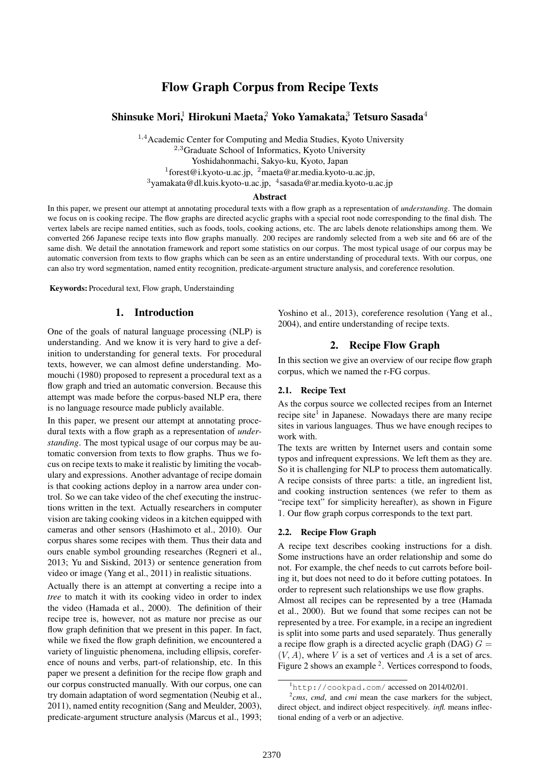# Flow Graph Corpus from Recipe Texts

**Shinsuke Mori[1], Hirokuni Maeta[2], Yoko Yamakata[3], Tetsuro Sasada[4]**

[1,4]Academic Center for Computing and Media Studies, Kyoto University
[2,3]Graduate School of Informatics, Kyoto University
Yoshidahonmachi, Sakyo-ku, Kyoto, Japan
[1]forest@i.kyoto-u.ac.jp, [2]maeta@ar.media.kyoto-u.ac.jp,
[3]yamakata@dl.kuis.kyoto-u.ac.jp, [4]sasada@ar.media.kyoto-u.ac.jp

### Abstract

In this paper, we present our attempt at annotating procedural texts with a flow graph as a representation of *understanding*. The domain we focus on is cooking recipe. The flow graphs are directed acyclic graphs with a special root node corresponding to the final dish. The vertex labels are recipe named entities, such as foods, tools, cooking actions, etc. The arc labels denote relationships among them. We converted 266 Japanese recipe texts into flow graphs manually. 200 recipes are randomly selected from a web site and 66 are of the same dish. We detail the annotation framework and report some statistics on our corpus. The most typical usage of our corpus may be automatic conversion from texts to flow graphs which can be seen as an entire understanding of procedural texts. With our corpus, one can also try word segmentation, named entity recognition, predicate-argument structure analysis, and coreference resolution.

**Keywords:** Procedural text, Flow graph, Understainding

## 1. Introduction

One of the goals of natural language processing (NLP) is understanding. And we know it is very hard to give a definition to understanding for general texts. For procedural texts, however, we can almost define understanding. Momouchi (1980) proposed to represent a procedural text as a flow graph and tried an automatic conversion. Because this attempt was made before the corpus-based NLP era, there is no language resource made publicly available.

In this paper, we present our attempt at annotating procedural texts with a flow graph as a representation of *understanding*. The most typical usage of our corpus may be automatic conversion from texts to flow graphs. Thus we focus on recipe texts to make it realistic by limiting the vocabulary and expressions. Another advantage of recipe domain is that cooking actions deploy in a narrow area under control. So we can take video of the chef executing the instructions written in the text. Actually researchers in computer vision are taking cooking videos in a kitchen equipped with cameras and other sensors (Hashimoto et al., 2010). Our corpus shares some recipes with them. Thus their data and ours enable symbol grounding researches (Regneri et al., 2013; Yu and Siskind, 2013) or sentence generation from video or image (Yang et al., 2011) in realistic situations.

Actually there is an attempt at converting a recipe into a *tree* to match it with its cooking video in order to index the video (Hamada et al., 2000). The definition of their recipe tree is, however, not as mature nor precise as our flow graph definition that we present in this paper. In fact, while we fixed the flow graph definition, we encountered a variety of linguistic phenomena, including ellipsis, coreference of nouns and verbs, part-of relationship, etc. In this paper we present a definition for the recipe flow graph and our corpus constructed manually. With our corpus, one can try domain adaptation of word segmentation (Neubig et al., 2011), named entity recognition (Sang and Meulder, 2003), predicate-argument structure analysis (Marcus et al., 1993; Yoshino et al., 2013), coreference resolution (Yang et al., 2004), and entire understanding of recipe texts.

## 2. Recipe Flow Graph

In this section we give an overview of our recipe flow graph corpus, which we named the r-FG corpus.

### 2.1. Recipe Text

As the corpus source we collected recipes from an Internet recipe site[1] in Japanese. Nowadays there are many recipe sites in various languages. Thus we have enough recipes to work with.

The texts are written by Internet users and contain some typos and infrequent expressions. We left them as they are. So it is challenging for NLP to process them automatically.

A recipe consists of three parts: a title, an ingredient list, and cooking instruction sentences (we refer to them as "recipe text" for simplicity hereafter), as shown in Figure 1. Our flow graph corpus corresponds to the text part.

### 2.2. Recipe Flow Graph

A recipe text describes cooking instructions for a dish. Some instructions have an order relationship and some do not. For example, the chef needs to cut carrots before boiling it, but does not need to do it before cutting potatoes. In order to represent such relationships we use flow graphs.

Almost all recipes can be represented by a tree (Hamada et al., 2000). But we found that some recipes can not be represented by a tree. For example, in a recipe an ingredient is split into some parts and used separately. Thus generally a recipe flow graph is a directed acyclic graph (DAG) $G = (V, A)$, where $V$ is a set of vertices and $A$ is a set of arcs. Figure 2 shows an example [2]. Vertices correspond to foods,

---

[1] http://cookpad.com/ accessed on 2014/02/01.

[2] *cms*, *cmd*, and *cmi* mean the case markers for the subject, direct object, and indirect object respecitively. *infl.* means inflectional ending of a verb or an adjective.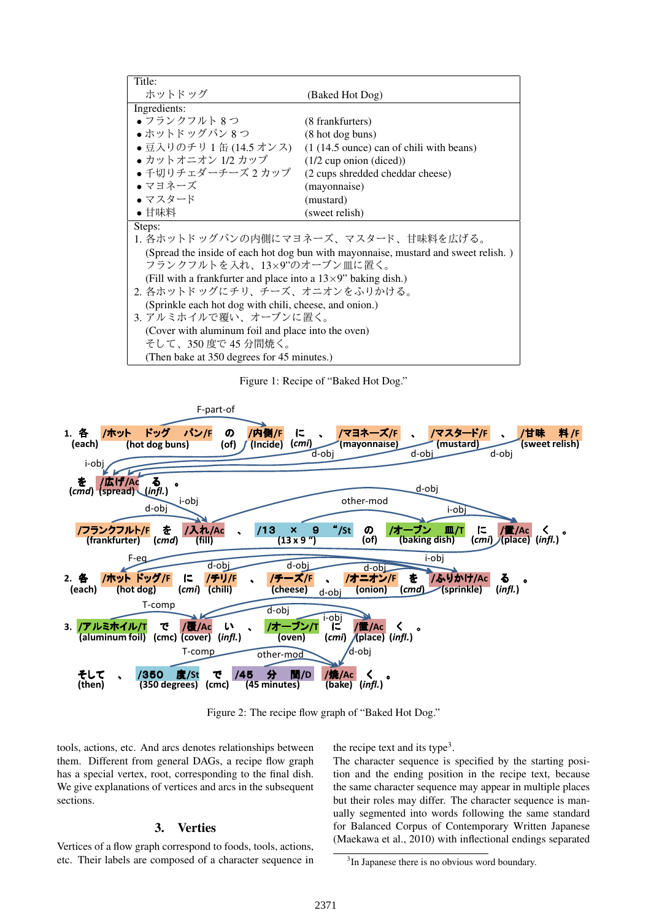Title:
ホットドッグ (Baked Hot Dog)

Ingredients:

- フランクフルト 8 つ (8 frankfurters)
- ホットドッグパン 8 つ (8 hot dog buns)
- 豆入りのチリ 1 缶 (14.5 オンス) (1 (14.5 ounce) can of chili with beans)
- カットオニオン 1/2 カップ (1/2 cup onion (diced))
- 千切りチェダーチーズ 2 カップ (2 cups shredded cheddar cheese)
- マヨネーズ (mayonnaise)
- マスタード (mustard)
- 甘味料 (sweet relish)

Steps:

1. 各ホットドッグパンの内側にマヨネーズ、マスタード、甘味料を広げる。
   (Spread the inside of each hot dog bun with mayonnaise, mustard and sweet relish. )
   フランクフルトを入れ、13×9”のオーブン皿に置く。
   (Fill with a frankfurter and place into a 13×9” baking dish.)
2. 各ホットドッグにチリ、チーズ、オニオンをふりかける。
   (Sprinkle each hot dog with chili, cheese, and onion.)
3. アルミホイルで覆い、オーブンに置く。
   (Cover with aluminum foil and place into the oven)
   そして、350 度で 45 分間焼く。
   (Then bake at 350 degrees for 45 minutes.)

Figure 1: Recipe of “Baked Hot Dog.”

Figure 2: The recipe flow graph of “Baked Hot Dog.”

tools, actions, etc. And arcs denotes relationships between them. Different from general DAGs, a recipe flow graph has a special vertex, root, corresponding to the final dish. We give explanations of vertices and arcs in the subsequent sections.

## 3. Verties

Vertices of a flow graph correspond to foods, tools, actions, etc. Their labels are composed of a character sequence in the recipe text and its type[3].

The character sequence is specified by the starting position and the ending position in the recipe text, because the same character sequence may appear in multiple places but their roles may differ. The character sequence is manually segmented into words following the same standard for Balanced Corpus of Contemporary Written Japanese (Maekawa et al., 2010) with inflectional endings separated

[3] In Japanese there is no obvious word boundary.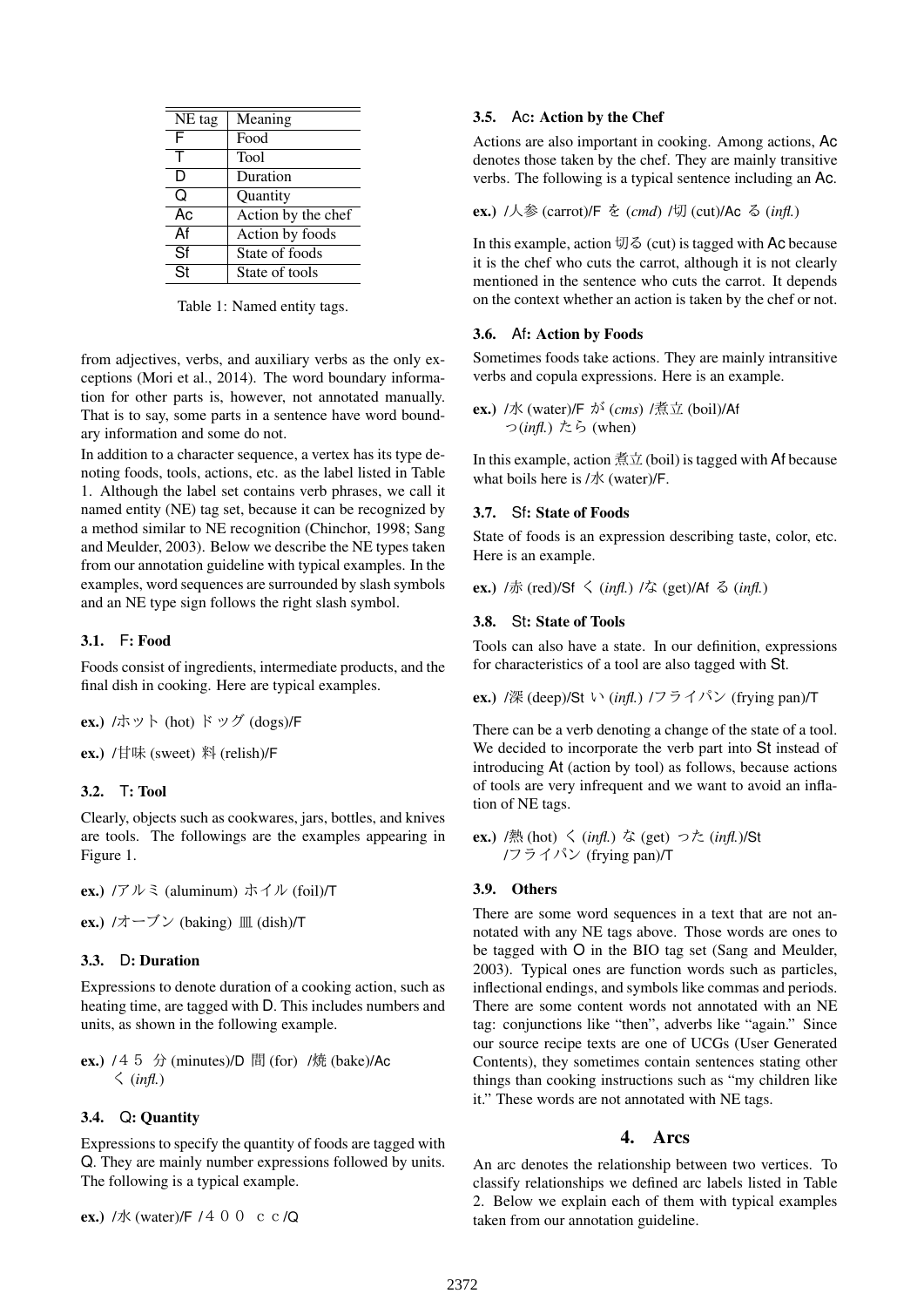| NE tag | Meaning |
|---|---|
| F | Food |
| T | Tool |
| D | Duration |
| Q | Quantity |
| Ac | Action by the chef |
| Af | Action by foods |
| Sf | State of foods |
| St | State of tools |

Table 1: Named entity tags.

from adjectives, verbs, and auxiliary verbs as the only exceptions (Mori et al., 2014). The word boundary information for other parts is, however, not annotated manually. That is to say, some parts in a sentence have word boundary information and some do not.

In addition to a character sequence, a vertex has its type denoting foods, tools, actions, etc. as the label listed in Table 1. Although the label set contains verb phrases, we call it named entity (NE) tag set, because it can be recognized by a method similar to NE recognition (Chinchor, 1998; Sang and Meulder, 2003). Below we describe the NE types taken from our annotation guideline with typical examples. In the examples, word sequences are surrounded by slash symbols and an NE type sign follows the right slash symbol.

### 3.1. F: Food

Foods consist of ingredients, intermediate products, and the final dish in cooking. Here are typical examples.

**ex.)** /ホット (hot) ドッグ (dogs)/F

**ex.)** /甘味 (sweet) 料 (relish)/F

### 3.2. T: Tool

Clearly, objects such as cookwares, jars, bottles, and knives are tools. The followings are the examples appearing in Figure 1.

**ex.)** /アルミ (aluminum) ホイル (foil)/T

**ex.)** /オーブン (baking) 皿 (dish)/T

### 3.3. D: Duration

Expressions to denote duration of a cooking action, such as heating time, are tagged with D. This includes numbers and units, as shown in the following example.

**ex.)** /４５ 分 (minutes)/D 間 (for) /焼 (bake)/Ac く (*infl.*)

### 3.4. Q: Quantity

Expressions to specify the quantity of foods are tagged with Q. They are mainly number expressions followed by units. The following is a typical example.

**ex.)** /水 (water)/F /４００ ｃｃ/Q

### 3.5. Ac: Action by the Chef

Actions are also important in cooking. Among actions, Ac denotes those taken by the chef. They are mainly transitive verbs. The following is a typical sentence including an Ac.

**ex.)** /人参 (carrot)/F を (*cmd*) /切 (cut)/Ac る (*infl.*)

In this example, action 切る (cut) is tagged with Ac because it is the chef who cuts the carrot, although it is not clearly mentioned in the sentence who cuts the carrot. It depends on the context whether an action is taken by the chef or not.

### 3.6. Af: Action by Foods

Sometimes foods take actions. They are mainly intransitive verbs and copula expressions. Here is an example.

**ex.)** /水 (water)/F が (*cms*) /煮立 (boil)/Af つ(*infl.*) たら (when)

In this example, action 煮立 (boil) is tagged with Af because what boils here is /水 (water)/F.

### 3.7. Sf: State of Foods

State of foods is an expression describing taste, color, etc. Here is an example.

**ex.)** /赤 (red)/Sf く (*infl.*) /な (get)/Af る (*infl.*)

### 3.8. St: State of Tools

Tools can also have a state. In our definition, expressions for characteristics of a tool are also tagged with St.

**ex.)** /深 (deep)/St い (*infl.*) /フライパン (frying pan)/T

There can be a verb denoting a change of the state of a tool. We decided to incorporate the verb part into St instead of introducing At (action by tool) as follows, because actions of tools are very infrequent and we want to avoid an inflation of NE tags.

**ex.)** /熱 (hot) く (*infl.*) な (get) った (*infl.*)/St /フライパン (frying pan)/T

### 3.9. Others

There are some word sequences in a text that are not annotated with any NE tags above. Those words are ones to be tagged with O in the BIO tag set (Sang and Meulder, 2003). Typical ones are function words such as particles, inflectional endings, and symbols like commas and periods. There are some content words not annotated with an NE tag: conjunctions like "then", adverbs like "again." Since our source recipe texts are one of UCGs (User Generated Contents), they sometimes contain sentences stating other things than cooking instructions such as "my children like it." These words are not annotated with NE tags.

## 4. Arcs

An arc denotes the relationship between two vertices. To classify relationships we defined arc labels listed in Table 2. Below we explain each of them with typical examples taken from our annotation guideline.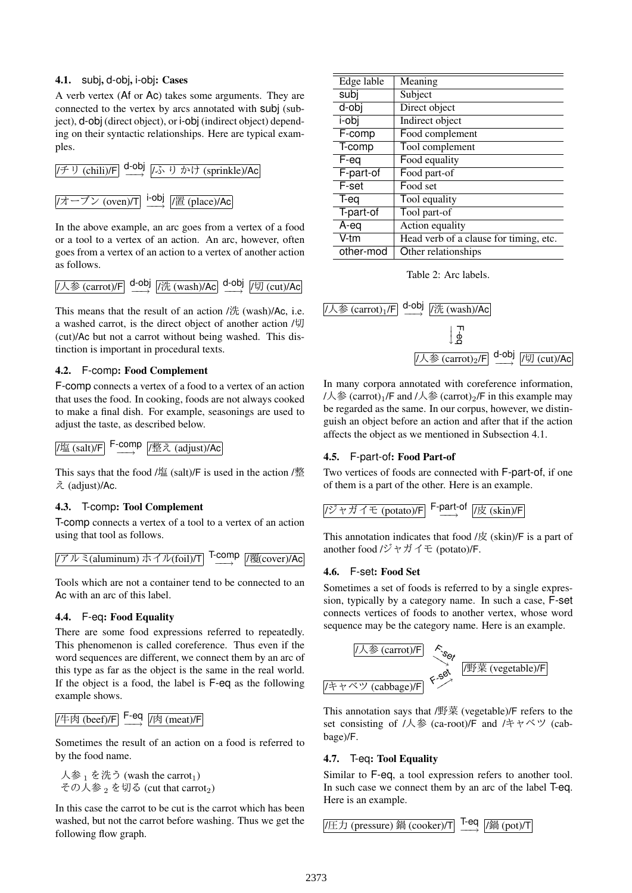### 4.1. subj, d-obj, i-obj: Cases

A verb vertex (Af or Ac) takes some arguments. They are connected to the vertex by arcs annotated with subj (subject), d-obj (direct object), or i-obj (indirect object) depending on their syntactic relationships. Here are typical examples.

/チリ (chili)/F $\xrightarrow{\text{d-obj}}$ /ふりかけ (sprinkle)/Ac

/オーブン (oven)/T $\xrightarrow{\text{i-obj}}$ /置 (place)/Ac

In the above example, an arc goes from a vertex of a food or a tool to a vertex of an action. An arc, however, often goes from a vertex of an action to a vertex of another action as follows.

/人参 (carrot)/F $\xrightarrow{\text{d-obj}}$ /洗 (wash)/Ac $\xrightarrow{\text{d-obj}}$ /切 (cut)/Ac

This means that the result of an action /洗 (wash)/Ac, i.e. a washed carrot, is the direct object of another action /切 (cut)/Ac but not a carrot without being washed. This distinction is important in procedural texts.

### 4.2. F-comp: Food Complement

F-comp connects a vertex of a food to a vertex of an action that uses the food. In cooking, foods are not always cooked to make a final dish. For example, seasonings are used to adjust the taste, as described below.

/塩 (salt)/F $\xrightarrow{\text{F-comp}}$ /整え (adjust)/Ac

This says that the food /塩 (salt)/F is used in the action /整え (adjust)/Ac.

### 4.3. T-comp: Tool Complement

T-comp connects a vertex of a tool to a vertex of an action using that tool as follows.

/アルミ(aluminum) ホイル(foil)/T $\xrightarrow{\text{T-comp}}$ /覆(cover)/Ac

Tools which are not a container tend to be connected to an Ac with an arc of this label.

### 4.4. F-eq: Food Equality

There are some food expressions referred to repeatedly. This phenomenon is called coreference. Thus even if the word sequences are different, we connect them by an arc of this type as far as the object is the same in the real world. If the object is a food, the label is F-eq as the following example shows.

/牛肉 (beef)/F $\xrightarrow{\text{F-eq}}$ /肉 (meat)/F

Sometimes the result of an action on a food is referred to by the food name.

人参$_1$を洗う (wash the carrot$_1$)
その人参$_2$を切る (cut that carrot$_2$)

In this case the carrot to be cut is the carrot which has been washed, but not the carrot before washing. Thus we get the following flow graph.

| Edge lable | Meaning |
|---|---|
| subj | Subject |
| d-obj | Direct object |
| i-obj | Indirect object |
| F-comp | Food complement |
| T-comp | Tool complement |
| F-eq | Food equality |
| F-part-of | Food part-of |
| F-set | Food set |
| T-eq | Tool equality |
| T-part-of | Tool part-of |
| A-eq | Action equality |
| V-tm | Head verb of a clause for timing, etc. |
| other-mod | Other relationships |

Table 2: Arc labels.

/人参 (carrot)$_1$/F $\xrightarrow{\text{d-obj}}$ /洗 (wash)/Ac
/洗 (wash)/Ac $\xrightarrow{\text{F-eq}}$ /人参 (carrot)$_2$/F
/人参 (carrot)$_2$/F $\xrightarrow{\text{d-obj}}$ /切 (cut)/Ac

In many corpora annotated with coreference information, /人参 (carrot)$_1$/F and /人参 (carrot)$_2$/F in this example may be regarded as the same. In our corpus, however, we distinguish an object before an action and after that if the action affects the object as we mentioned in Subsection 4.1.

### 4.5. F-part-of: Food Part-of

Two vertices of foods are connected with F-part-of, if one of them is a part of the other. Here is an example.

/ジャガイモ (potato)/F $\xrightarrow{\text{F-part-of}}$ /皮 (skin)/F

This annotation indicates that food /皮 (skin)/F is a part of another food /ジャガイモ (potato)/F.

### 4.6. F-set: Food Set

Sometimes a set of foods is referred to by a single expression, typically by a category name. In such a case, F-set connects vertices of foods to another vertex, whose word sequence may be the category name. Here is an example.

/人参 (carrot)/F $\xrightarrow{\text{F-set}}$ /野菜 (vegetable)/F
/キャベツ (cabbage)/F $\xrightarrow{\text{F-set}}$ /野菜 (vegetable)/F

This annotation says that /野菜 (vegetable)/F refers to the set consisting of /人参 (ca-root)/F and /キャベツ (cabbage)/F.

### 4.7. T-eq: Tool Equality

Similar to F-eq, a tool expression refers to another tool. In such case we connect them by an arc of the label T-eq. Here is an example.

/圧力 (pressure) 鍋 (cooker)/T $\xrightarrow{\text{T-eq}}$ /鍋 (pot)/T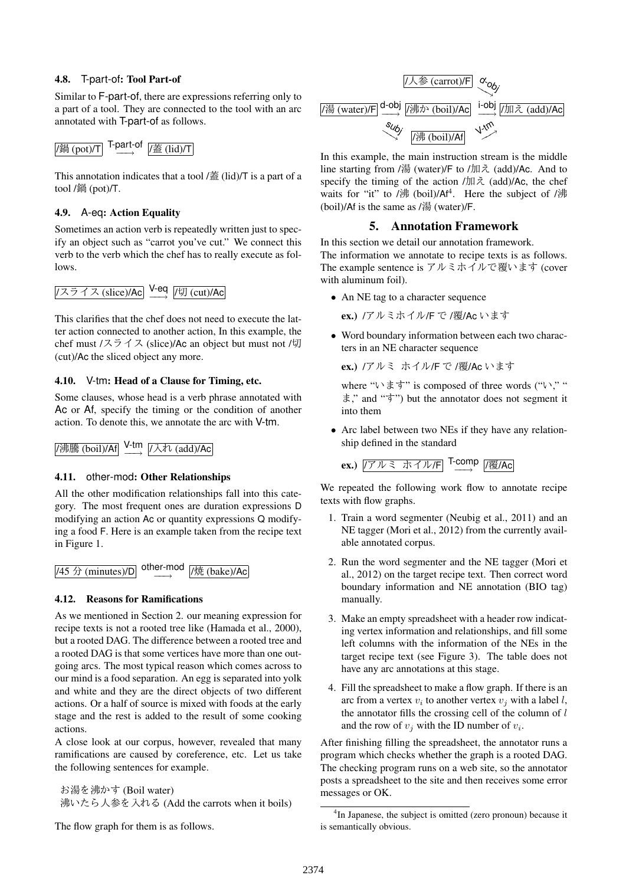### 4.8. T-part-of: Tool Part-of

Similar to F-part-of, there are expressions referring only to a part of a tool. They are connected to the tool with an arc annotated with T-part-of as follows.

/鍋 (pot)/T $\xrightarrow{\text{T-part-of}}$ /蓋 (lid)/T

This annotation indicates that a tool /蓋 (lid)/T is a part of a tool /鍋 (pot)/T.

### 4.9. A-eq: Action Equality

Sometimes an action verb is repeatedly written just to specify an object such as "carrot you've cut." We connect this verb to the verb which the chef has to really execute as follows.

/スライス (slice)/Ac $\xrightarrow{\text{V-eq}}$ /切 (cut)/Ac

This clarifies that the chef does not need to execute the latter action connected to another action, In this example, the chef must /スライス (slice)/Ac an object but must not /切 (cut)/Ac the sliced object any more.

### 4.10. V-tm: Head of a Clause for Timing, etc.

Some clauses, whose head is a verb phrase annotated with Ac or Af, specify the timing or the condition of another action. To denote this, we annotate the arc with V-tm.

/沸騰 (boil)/Af $\xrightarrow{\text{V-tm}}$ /入れ (add)/Ac

### 4.11. other-mod: Other Relationships

All the other modification relationships fall into this category. The most frequent ones are duration expressions D modifying an action Ac or quantity expressions Q modifying a food F. Here is an example taken from the recipe text in Figure 1.

/45 分 (minutes)/D $\xrightarrow{\text{other-mod}}$ /焼 (bake)/Ac

### 4.12. Reasons for Ramifications

As we mentioned in Section 2. our meaning expression for recipe texts is not a rooted tree like (Hamada et al., 2000), but a rooted DAG. The difference between a rooted tree and a rooted DAG is that some vertices have more than one outgoing arcs. The most typical reason which comes across to our mind is a food separation. An egg is separated into yolk and white and they are the direct objects of two different actions. Or a half of source is mixed with foods at the early stage and the rest is added to the result of some cooking actions.

A close look at our corpus, however, revealed that many ramifications are caused by coreference, etc. Let us take the following sentences for example.

お湯を沸かす (Boil water)
沸いたら人参を入れる (Add the carrots when it boils)

The flow graph for them is as follows.

/人参 (carrot)/F $\xrightarrow{\text{d-obj}}$ /加え (add)/Ac
/湯 (water)/F $\xrightarrow{\text{d-obj}}$ /沸か (boil)/Ac $\xrightarrow{\text{i-obj}}$ /加え (add)/Ac
/湯 (water)/F $\xrightarrow{\text{subj}}$ /沸 (boil)/Af $\xrightarrow{\text{V-tm}}$ /加え (add)/Ac

In this example, the main instruction stream is the middle line starting from /湯 (water)/F to /加え (add)/Ac. And to specify the timing of the action /加え (add)/Ac, the chef waits for "it" to /沸 (boil)/Af[4]. Here the subject of /沸 (boil)/Af is the same as /湯 (water)/F.

## 5. Annotation Framework

In this section we detail our annotation framework.
The information we annotate to recipe texts is as follows. The example sentence is アルミホイルで覆います (cover with aluminum foil).

- An NE tag to a character sequence

  **ex.)** /アルミホイル/F で /覆/Ac います

- Word boundary information between each two characters in an NE character sequence

  **ex.)** /アルミ ホイル/F で /覆/Ac います

  where "います" is composed of three words ("い," "ま," and "す") but the annotator does not segment it into them

- Arc label between two NEs if they have any relationship defined in the standard

  **ex.)** /アルミ ホイル/F $\xrightarrow{\text{T-comp}}$ /覆/Ac

We repeated the following work flow to annotate recipe texts with flow graphs.

1. Train a word segmenter (Neubig et al., 2011) and an NE tagger (Mori et al., 2012) from the currently available annotated corpus.
2. Run the word segmenter and the NE tagger (Mori et al., 2012) on the target recipe text. Then correct word boundary information and NE annotation (BIO tag) manually.
3. Make an empty spreadsheet with a header row indicating vertex information and relationships, and fill some left columns with the information of the NEs in the target recipe text (see Figure 3). The table does not have any arc annotations at this stage.
4. Fill the spreadsheet to make a flow graph. If there is an arc from a vertex $v_i$ to another vertex $v_j$ with a label $l$, the annotator fills the crossing cell of the column of $l$ and the row of $v_j$ with the ID number of $v_i$.

After finishing filling the spreadsheet, the annotator runs a program which checks whether the graph is a rooted DAG. The checking program runs on a web site, so the annotator posts a spreadsheet to the site and then receives some error messages or OK.

[4] In Japanese, the subject is omitted (zero pronoun) because it is semantically obvious.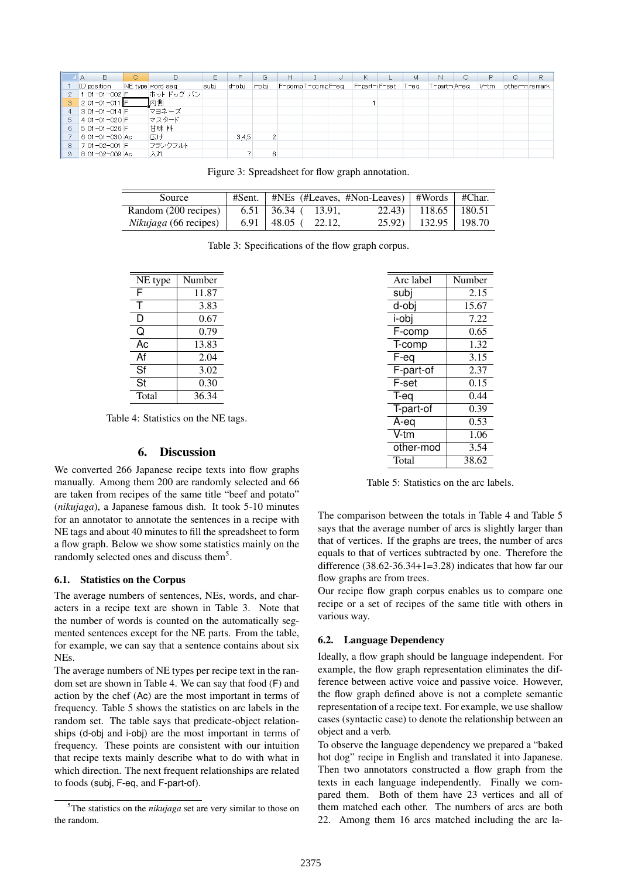| ID | position | NE type | word seq | subj | d-obj | i-obj | F-comp | T-comp | F-eq | F-part-of | F-set | T-eq | T-part-of | A-eq | V-tm | other-mod | remark |
|---|---|---|---|---|---|---|---|---|---|---|---|---|---|---|---|---|---|
| 1 | 01-01-002 | F | ホットドッグ パン | | | | | | | | | | | | | | |
| 2 | 01-01-011 | F | 内側 | | | | | | | 1 | | | | | | | |
| 3 | 01-01-014 | F | マヨネーズ | | | | | | | | | | | | | | |
| 4 | 01-01-020 | F | マスタード | | | | | | | | | | | | | | |
| 5 | 01-01-026 | F | 甘味料 | | | | | | | | | | | | | | |
| 6 | 01-01-030 | Ac | 広げ | | 3,4,5 | 2 | | | | | | | | | | | |
| 7 | 01-02-001 | F | フランクフルト | | | | | | | | | | | | | | |
| 8 | 01-02-009 | Ac | 入れ | | 7 | 6 | | | | | | | | | | | |

Figure 3: Spreadsheet for flow graph annotation.

| Source | #Sent. | #NEs (#Leaves, #Non-Leaves) | #Words | #Char. |
|---|---|---|---|---|
| Random (200 recipes) | 6.51 | 36.34 ( 13.91, 22.43) | 118.65 | 180.51 |
| *Nikujaga* (66 recipes) | 6.91 | 48.05 ( 22.12, 25.92) | 132.95 | 198.70 |

Table 3: Specifications of the flow graph corpus.

| NE type | Number |
|---|---|
| F | 11.87 |
| T | 3.83 |
| D | 0.67 |
| Q | 0.79 |
| Ac | 13.83 |
| Af | 2.04 |
| Sf | 3.02 |
| St | 0.30 |
| Total | 36.34 |

Table 4: Statistics on the NE tags.

## 6. Discussion

We converted 266 Japanese recipe texts into flow graphs manually. Among them 200 are randomly selected and 66 are taken from recipes of the same title "beef and potato" (*nikujaga*), a Japanese famous dish. It took 5-10 minutes for an annotator to annotate the sentences in a recipe with NE tags and about 40 minutes to fill the spreadsheet to form a flow graph. Below we show some statistics mainly on the randomly selected ones and discuss them[5].

### 6.1. Statistics on the Corpus

The average numbers of sentences, NEs, words, and characters in a recipe text are shown in Table 3. Note that the number of words is counted on the automatically segmented sentences except for the NE parts. From the table, for example, we can say that a sentence contains about six NEs.

The average numbers of NE types per recipe text in the random set are shown in Table 4. We can say that food (F) and action by the chef (Ac) are the most important in terms of frequency. Table 5 shows the statistics on arc labels in the random set. The table says that predicate-object relationships (d-obj and i-obj) are the most important in terms of frequency. These points are consistent with our intuition that recipe texts mainly describe what to do with what in which direction. The next frequent relationships are related to foods (subj, F-eq, and F-part-of).

[5]The statistics on the *nikujaga* set are very similar to those on the random.

| Arc label | Number |
|---|---|
| subj | 2.15 |
| d-obj | 15.67 |
| i-obj | 7.22 |
| F-comp | 0.65 |
| T-comp | 1.32 |
| F-eq | 3.15 |
| F-part-of | 2.37 |
| F-set | 0.15 |
| T-eq | 0.44 |
| T-part-of | 0.39 |
| A-eq | 0.53 |
| V-tm | 1.06 |
| other-mod | 3.54 |
| Total | 38.62 |

Table 5: Statistics on the arc labels.

The comparison between the totals in Table 4 and Table 5 says that the average number of arcs is slightly larger than that of vertices. If the graphs are trees, the number of arcs equals to that of vertices subtracted by one. Therefore the difference (38.62-36.34+1=3.28) indicates that how far our flow graphs are from trees.

Our recipe flow graph corpus enables us to compare one recipe or a set of recipes of the same title with others in various way.

### 6.2. Language Dependency

Ideally, a flow graph should be language independent. For example, the flow graph representation eliminates the difference between active voice and passive voice. However, the flow graph defined above is not a complete semantic representation of a recipe text. For example, we use shallow cases (syntactic case) to denote the relationship between an object and a verb.

To observe the language dependency we prepared a "baked hot dog" recipe in English and translated it into Japanese. Then two annotators constructed a flow graph from the texts in each language independently. Finally we compared them. Both of them have 23 vertices and all of them matched each other. The numbers of arcs are both 22. Among them 16 arcs matched including the arc la-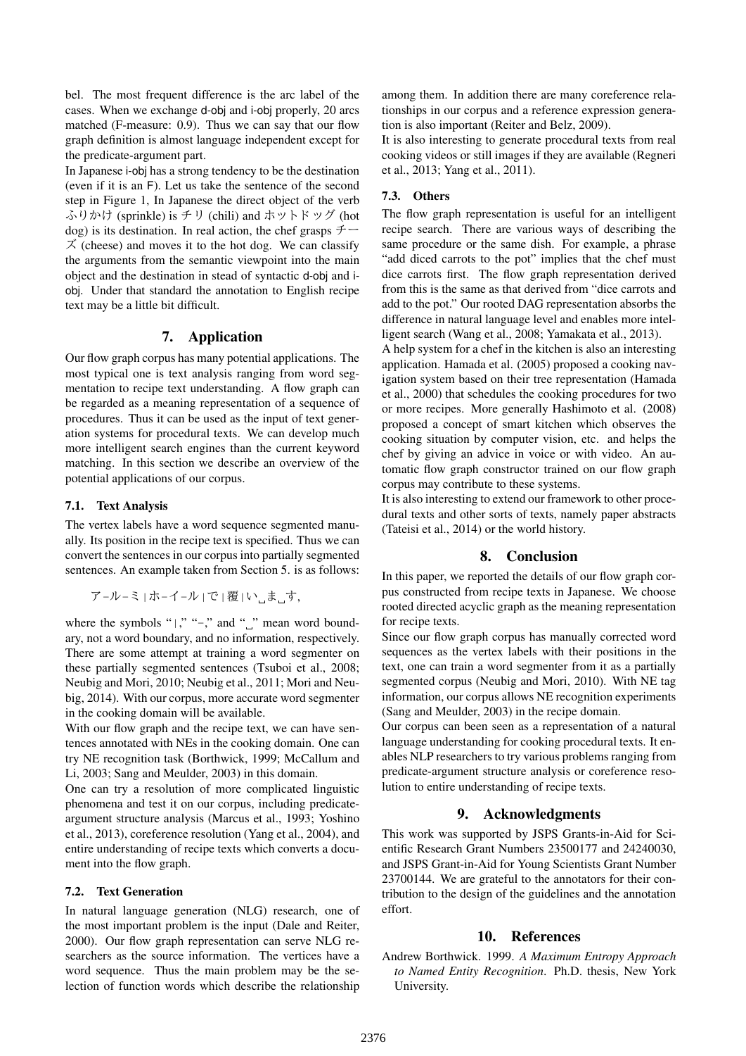bel. The most frequent difference is the arc label of the cases. When we exchange d-obj and i-obj properly, 20 arcs matched (F-measure: 0.9). Thus we can say that our flow graph definition is almost language independent except for the predicate-argument part.

In Japanese i-obj has a strong tendency to be the destination (even if it is an F). Let us take the sentence of the second step in Figure 1, In Japanese the direct object of the verb ふりかけ (sprinkle) is チリ (chili) and ホットドッグ (hot dog) is its destination. In real action, the chef grasps チーズ (cheese) and moves it to the hot dog. We can classify the arguments from the semantic viewpoint into the main object and the destination in stead of syntactic d-obj and i-obj. Under that standard the annotation to English recipe text may be a little bit difficult.

## 7. Application

Our flow graph corpus has many potential applications. The most typical one is text analysis ranging from word segmentation to recipe text understanding. A flow graph can be regarded as a meaning representation of a sequence of procedures. Thus it can be used as the input of text generation systems for procedural texts. We can develop much more intelligent search engines than the current keyword matching. In this section we describe an overview of the potential applications of our corpus.

### 7.1. Text Analysis

The vertex labels have a word sequence segmented manually. Its position in the recipe text is specified. Thus we can convert the sentences in our corpus into partially segmented sentences. An example taken from Section 5. is as follows:

ア-ル-ミ|ホ-イ-ル|で|覆|い␣ま␣す,

where the symbols "|," "-," and "␣" mean word boundary, not a word boundary, and no information, respectively. There are some attempt at training a word segmenter on these partially segmented sentences (Tsuboi et al., 2008; Neubig and Mori, 2010; Neubig et al., 2011; Mori and Neubig, 2014). With our corpus, more accurate word segmenter in the cooking domain will be available.

With our flow graph and the recipe text, we can have sentences annotated with NEs in the cooking domain. One can try NE recognition task (Borthwick, 1999; McCallum and Li, 2003; Sang and Meulder, 2003) in this domain.

One can try a resolution of more complicated linguistic phenomena and test it on our corpus, including predicate-argument structure analysis (Marcus et al., 1993; Yoshino et al., 2013), coreference resolution (Yang et al., 2004), and entire understanding of recipe texts which converts a document into the flow graph.

### 7.2. Text Generation

In natural language generation (NLG) research, one of the most important problem is the input (Dale and Reiter, 2000). Our flow graph representation can serve NLG researchers as the source information. The vertices have a word sequence. Thus the main problem may be the selection of function words which describe the relationship among them. In addition there are many coreference relationships in our corpus and a reference expression generation is also important (Reiter and Belz, 2009).

It is also interesting to generate procedural texts from real cooking videos or still images if they are available (Regneri et al., 2013; Yang et al., 2011).

### 7.3. Others

The flow graph representation is useful for an intelligent recipe search. There are various ways of describing the same procedure or the same dish. For example, a phrase "add diced carrots to the pot" implies that the chef must dice carrots first. The flow graph representation derived from this is the same as that derived from "dice carrots and add to the pot." Our rooted DAG representation absorbs the difference in natural language level and enables more intelligent search (Wang et al., 2008; Yamakata et al., 2013).

A help system for a chef in the kitchen is also an interesting application. Hamada et al. (2005) proposed a cooking navigation system based on their tree representation (Hamada et al., 2000) that schedules the cooking procedures for two or more recipes. More generally Hashimoto et al. (2008) proposed a concept of smart kitchen which observes the cooking situation by computer vision, etc. and helps the chef by giving an advice in voice or with video. An automatic flow graph constructor trained on our flow graph corpus may contribute to these systems.

It is also interesting to extend our framework to other procedural texts and other sorts of texts, namely paper abstracts (Tateisi et al., 2014) or the world history.

## 8. Conclusion

In this paper, we reported the details of our flow graph corpus constructed from recipe texts in Japanese. We choose rooted directed acyclic graph as the meaning representation for recipe texts.

Since our flow graph corpus has manually corrected word sequences as the vertex labels with their positions in the text, one can train a word segmenter from it as a partially segmented corpus (Neubig and Mori, 2010). With NE tag information, our corpus allows NE recognition experiments (Sang and Meulder, 2003) in the recipe domain.

Our corpus can been seen as a representation of a natural language understanding for cooking procedural texts. It enables NLP researchers to try various problems ranging from predicate-argument structure analysis or coreference resolution to entire understanding of recipe texts.

## 9. Acknowledgments

This work was supported by JSPS Grants-in-Aid for Scientific Research Grant Numbers 23500177 and 24240030, and JSPS Grant-in-Aid for Young Scientists Grant Number 23700144. We are grateful to the annotators for their contribution to the design of the guidelines and the annotation effort.

## 10. References

Andrew Borthwick. 1999. *A Maximum Entropy Approach to Named Entity Recognition*. Ph.D. thesis, New York University.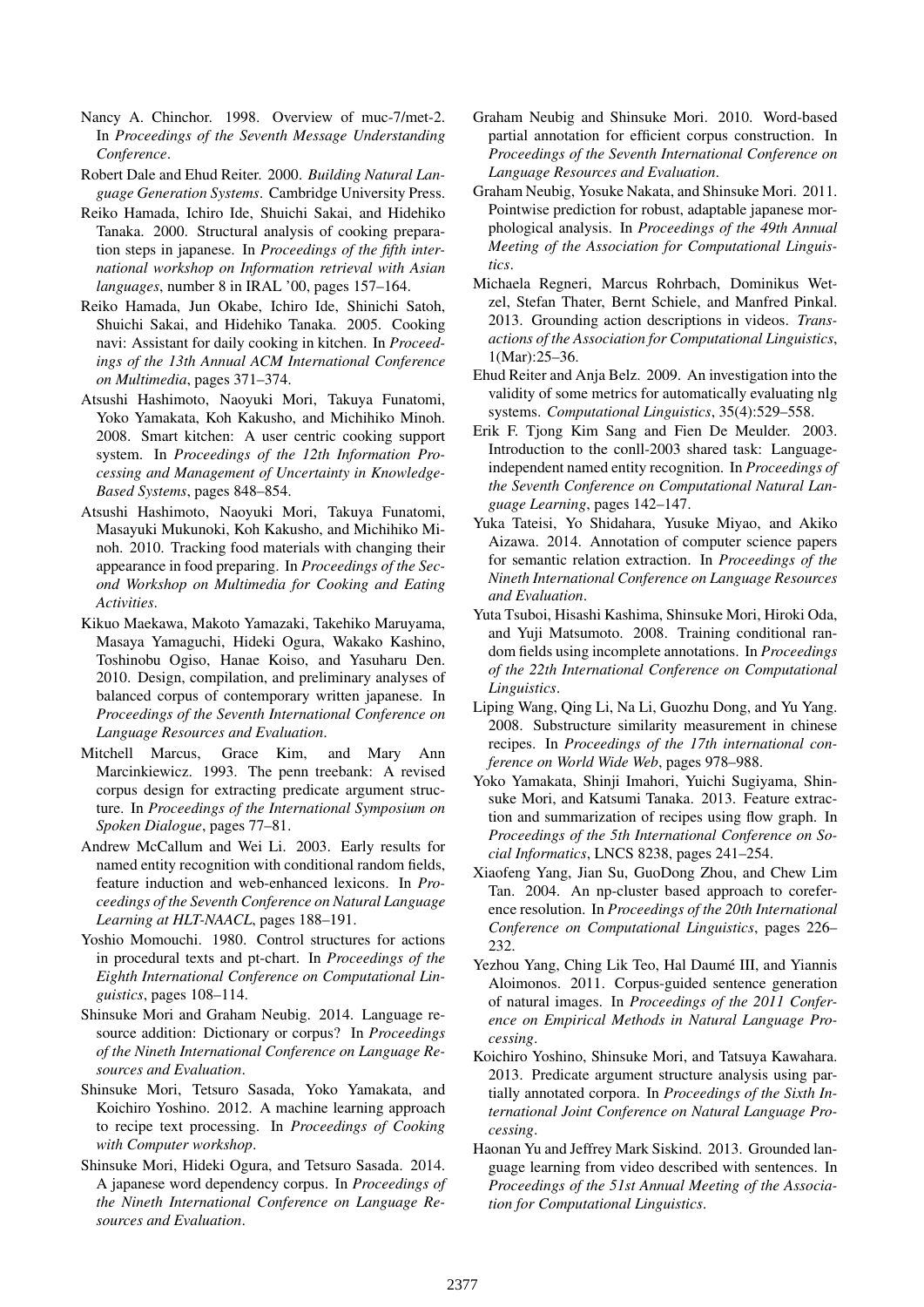Nancy A. Chinchor. 1998. Overview of muc-7/met-2. In *Proceedings of the Seventh Message Understanding Conference*.

Robert Dale and Ehud Reiter. 2000. *Building Natural Language Generation Systems*. Cambridge University Press.

Reiko Hamada, Ichiro Ide, Shuichi Sakai, and Hidehiko Tanaka. 2000. Structural analysis of cooking preparation steps in japanese. In *Proceedings of the fifth international workshop on Information retrieval with Asian languages*, number 8 in IRAL '00, pages 157–164.

Reiko Hamada, Jun Okabe, Ichiro Ide, Shinichi Satoh, Shuichi Sakai, and Hidehiko Tanaka. 2005. Cooking navi: Assistant for daily cooking in kitchen. In *Proceedings of the 13th Annual ACM International Conference on Multimedia*, pages 371–374.

Atsushi Hashimoto, Naoyuki Mori, Takuya Funatomi, Yoko Yamakata, Koh Kakusho, and Michihiko Minoh. 2008. Smart kitchen: A user centric cooking support system. In *Proceedings of the 12th Information Processing and Management of Uncertainty in Knowledge-Based Systems*, pages 848–854.

Atsushi Hashimoto, Naoyuki Mori, Takuya Funatomi, Masayuki Mukunoki, Koh Kakusho, and Michihiko Minoh. 2010. Tracking food materials with changing their appearance in food preparing. In *Proceedings of the Second Workshop on Multimedia for Cooking and Eating Activities*.

Kikuo Maekawa, Makoto Yamazaki, Takehiko Maruyama, Masaya Yamaguchi, Hideki Ogura, Wakako Kashino, Toshinobu Ogiso, Hanae Koiso, and Yasuharu Den. 2010. Design, compilation, and preliminary analyses of balanced corpus of contemporary written japanese. In *Proceedings of the Seventh International Conference on Language Resources and Evaluation*.

Mitchell Marcus, Grace Kim, and Mary Ann Marcinkiewicz. 1993. The penn treebank: A revised corpus design for extracting predicate argument structure. In *Proceedings of the International Symposium on Spoken Dialogue*, pages 77–81.

Andrew McCallum and Wei Li. 2003. Early results for named entity recognition with conditional random fields, feature induction and web-enhanced lexicons. In *Proceedings of the Seventh Conference on Natural Language Learning at HLT-NAACL*, pages 188–191.

Yoshio Momouchi. 1980. Control structures for actions in procedural texts and pt-chart. In *Proceedings of the Eighth International Conference on Computational Linguistics*, pages 108–114.

Shinsuke Mori and Graham Neubig. 2014. Language resource addition: Dictionary or corpus? In *Proceedings of the Nineth International Conference on Language Resources and Evaluation*.

Shinsuke Mori, Tetsuro Sasada, Yoko Yamakata, and Koichiro Yoshino. 2012. A machine learning approach to recipe text processing. In *Proceedings of Cooking with Computer workshop*.

Shinsuke Mori, Hideki Ogura, and Tetsuro Sasada. 2014. A japanese word dependency corpus. In *Proceedings of the Nineth International Conference on Language Resources and Evaluation*.

Graham Neubig and Shinsuke Mori. 2010. Word-based partial annotation for efficient corpus construction. In *Proceedings of the Seventh International Conference on Language Resources and Evaluation*.

Graham Neubig, Yosuke Nakata, and Shinsuke Mori. 2011. Pointwise prediction for robust, adaptable japanese morphological analysis. In *Proceedings of the 49th Annual Meeting of the Association for Computational Linguistics*.

Michaela Regneri, Marcus Rohrbach, Dominikus Wetzel, Stefan Thater, Bernt Schiele, and Manfred Pinkal. 2013. Grounding action descriptions in videos. *Transactions of the Association for Computational Linguistics*, 1(Mar):25–36.

Ehud Reiter and Anja Belz. 2009. An investigation into the validity of some metrics for automatically evaluating nlg systems. *Computational Linguistics*, 35(4):529–558.

Erik F. Tjong Kim Sang and Fien De Meulder. 2003. Introduction to the conll-2003 shared task: Language-independent named entity recognition. In *Proceedings of the Seventh Conference on Computational Natural Language Learning*, pages 142–147.

Yuka Tateisi, Yo Shidahara, Yusuke Miyao, and Akiko Aizawa. 2014. Annotation of computer science papers for semantic relation extraction. In *Proceedings of the Nineth International Conference on Language Resources and Evaluation*.

Yuta Tsuboi, Hisashi Kashima, Shinsuke Mori, Hiroki Oda, and Yuji Matsumoto. 2008. Training conditional random fields using incomplete annotations. In *Proceedings of the 22th International Conference on Computational Linguistics*.

Liping Wang, Qing Li, Na Li, Guozhu Dong, and Yu Yang. 2008. Substructure similarity measurement in chinese recipes. In *Proceedings of the 17th international conference on World Wide Web*, pages 978–988.

Yoko Yamakata, Shinji Imahori, Yuichi Sugiyama, Shinsuke Mori, and Katsumi Tanaka. 2013. Feature extraction and summarization of recipes using flow graph. In *Proceedings of the 5th International Conference on Social Informatics*, LNCS 8238, pages 241–254.

Xiaofeng Yang, Jian Su, GuoDong Zhou, and Chew Lim Tan. 2004. An np-cluster based approach to coreference resolution. In *Proceedings of the 20th International Conference on Computational Linguistics*, pages 226–232.

Yezhou Yang, Ching Lik Teo, Hal Daumé III, and Yiannis Aloimonos. 2011. Corpus-guided sentence generation of natural images. In *Proceedings of the 2011 Conference on Empirical Methods in Natural Language Processing*.

Koichiro Yoshino, Shinsuke Mori, and Tatsuya Kawahara. 2013. Predicate argument structure analysis using partially annotated corpora. In *Proceedings of the Sixth International Joint Conference on Natural Language Processing*.

Haonan Yu and Jeffrey Mark Siskind. 2013. Grounded language learning from video described with sentences. In *Proceedings of the 51st Annual Meeting of the Association for Computational Linguistics*.